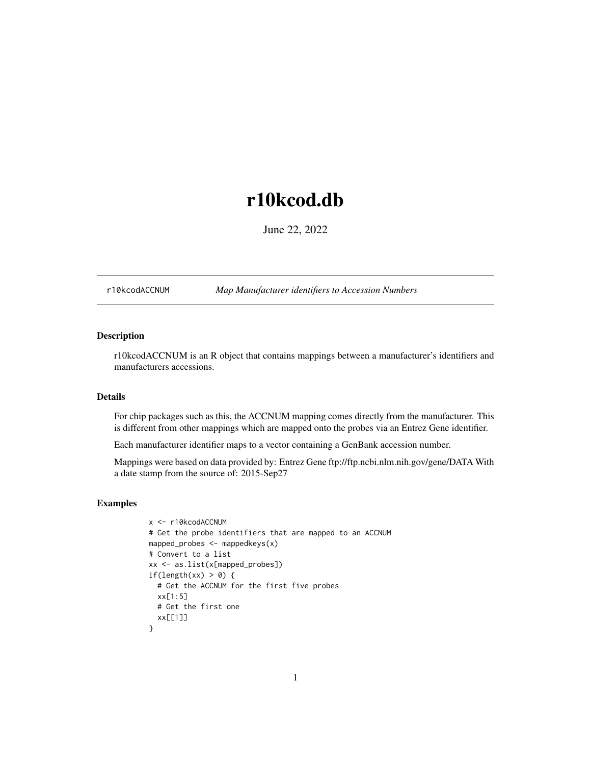# r10kcod.db

June 22, 2022

r10kcodACCNUM *Map Manufacturer identifiers to Accession Numbers*

### Description

r10kcodACCNUM is an R object that contains mappings between a manufacturer's identifiers and manufacturers accessions.

### Details

For chip packages such as this, the ACCNUM mapping comes directly from the manufacturer. This is different from other mappings which are mapped onto the probes via an Entrez Gene identifier.

Each manufacturer identifier maps to a vector containing a GenBank accession number.

Mappings were based on data provided by: Entrez Gene ftp://ftp.ncbi.nlm.nih.gov/gene/DATA With a date stamp from the source of: 2015-Sep27

### Examples

```
x <- r10kcodACCNUM
# Get the probe identifiers that are mapped to an ACCNUM
mapped_probes <- mappedkeys(x)
# Convert to a list
xx <- as.list(x[mapped_probes])
if(length(xx) > 0) {
  # Get the ACCNUM for the first five probes
  xx[1:5]
  # Get the first one
  xx[[1]]
}
```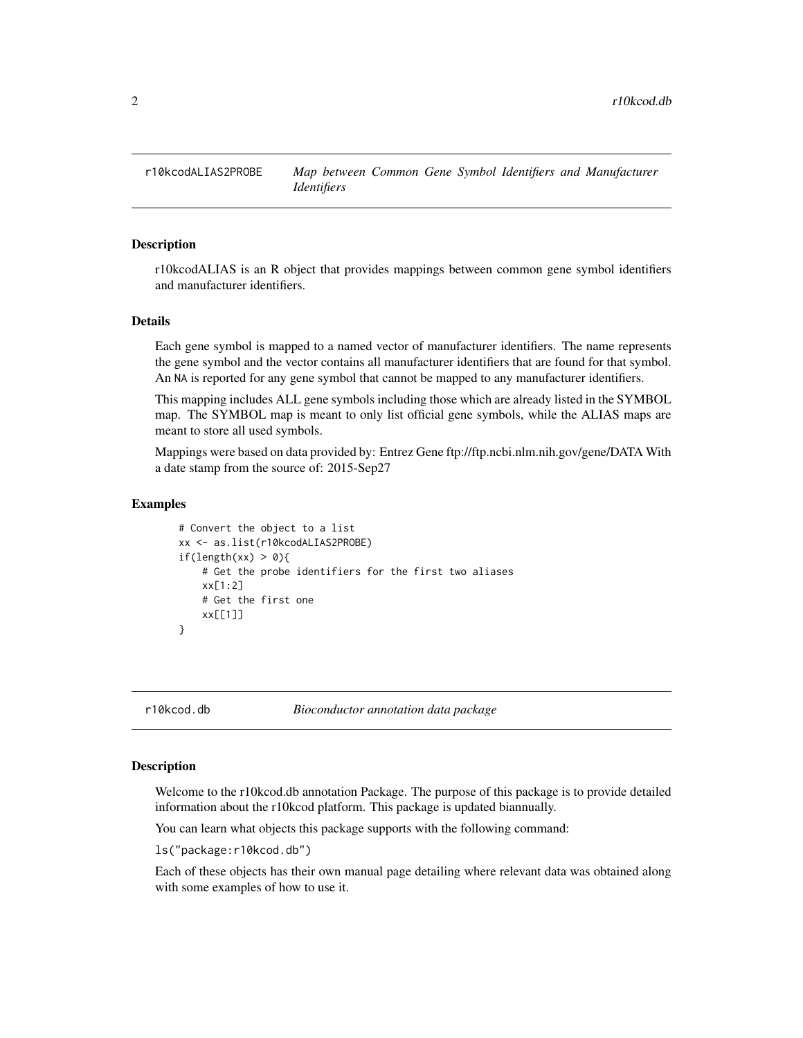## r10kcodALIAS2PROBE — *Map between Common Gene Symbol Identifiers and Manufacturer Identifiers*

### Description

r10kcodALIAS is an R object that provides mappings between common gene symbol identifiers and manufacturer identifiers.

### Details

Each gene symbol is mapped to a named vector of manufacturer identifiers. The name represents the gene symbol and the vector contains all manufacturer identifiers that are found for that symbol. An NA is reported for any gene symbol that cannot be mapped to any manufacturer identifiers.

This mapping includes ALL gene symbols including those which are already listed in the SYMBOL map. The SYMBOL map is meant to only list official gene symbols, while the ALIAS maps are meant to store all used symbols.

Mappings were based on data provided by: Entrez Gene ftp://ftp.ncbi.nlm.nih.gov/gene/DATA With a date stamp from the source of: 2015-Sep27

### Examples

```
# Convert the object to a list
xx <- as.list(r10kcodALIAS2PROBE)
if(length(xx) > 0){
    # Get the probe identifiers for the first two aliases
    xx[1:2]
    # Get the first one
    xx[[1]]
}
```

## r10kcod.db — *Bioconductor annotation data package*

### Description

Welcome to the r10kcod.db annotation Package. The purpose of this package is to provide detailed information about the r10kcod platform. This package is updated biannually.

You can learn what objects this package supports with the following command:

`ls("package:r10kcod.db")`

Each of these objects has their own manual page detailing where relevant data was obtained along with some examples of how to use it.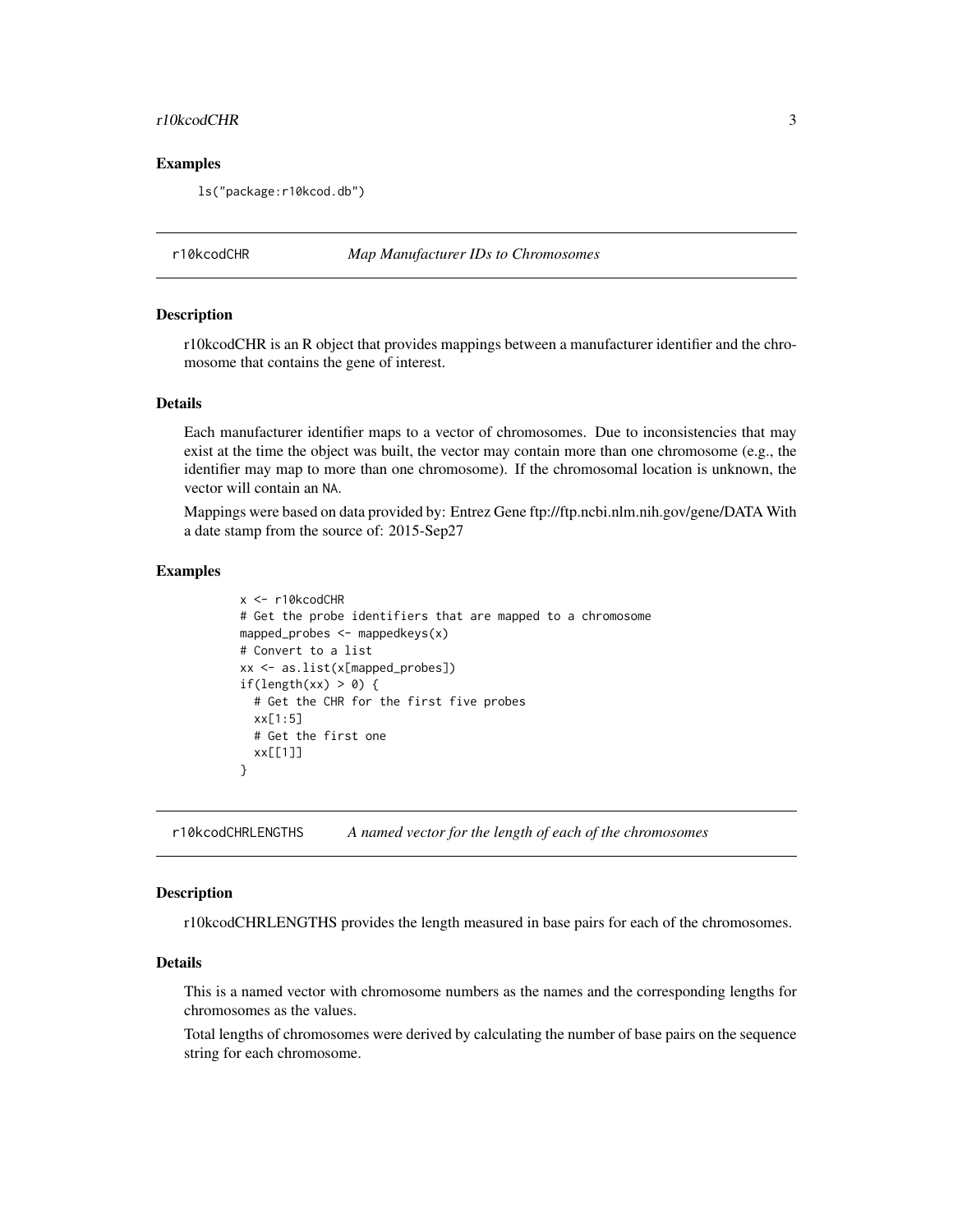## Examples

```
ls("package:r10kcod.db")
```

## r10kcodCHR — *Map Manufacturer IDs to Chromosomes*

### Description

r10kcodCHR is an R object that provides mappings between a manufacturer identifier and the chromosome that contains the gene of interest.

### Details

Each manufacturer identifier maps to a vector of chromosomes. Due to inconsistencies that may exist at the time the object was built, the vector may contain more than one chromosome (e.g., the identifier may map to more than one chromosome). If the chromosomal location is unknown, the vector will contain an NA.

Mappings were based on data provided by: Entrez Gene ftp://ftp.ncbi.nlm.nih.gov/gene/DATA With a date stamp from the source of: 2015-Sep27

### Examples

```
x <- r10kcodCHR
# Get the probe identifiers that are mapped to a chromosome
mapped_probes <- mappedkeys(x)
# Convert to a list
xx <- as.list(x[mapped_probes])
if(length(xx) > 0) {
  # Get the CHR for the first five probes
  xx[1:5]
  # Get the first one
  xx[[1]]
}
```

## r10kcodCHRLENGTHS — *A named vector for the length of each of the chromosomes*

### Description

r10kcodCHRLENGTHS provides the length measured in base pairs for each of the chromosomes.

### Details

This is a named vector with chromosome numbers as the names and the corresponding lengths for chromosomes as the values.

Total lengths of chromosomes were derived by calculating the number of base pairs on the sequence string for each chromosome.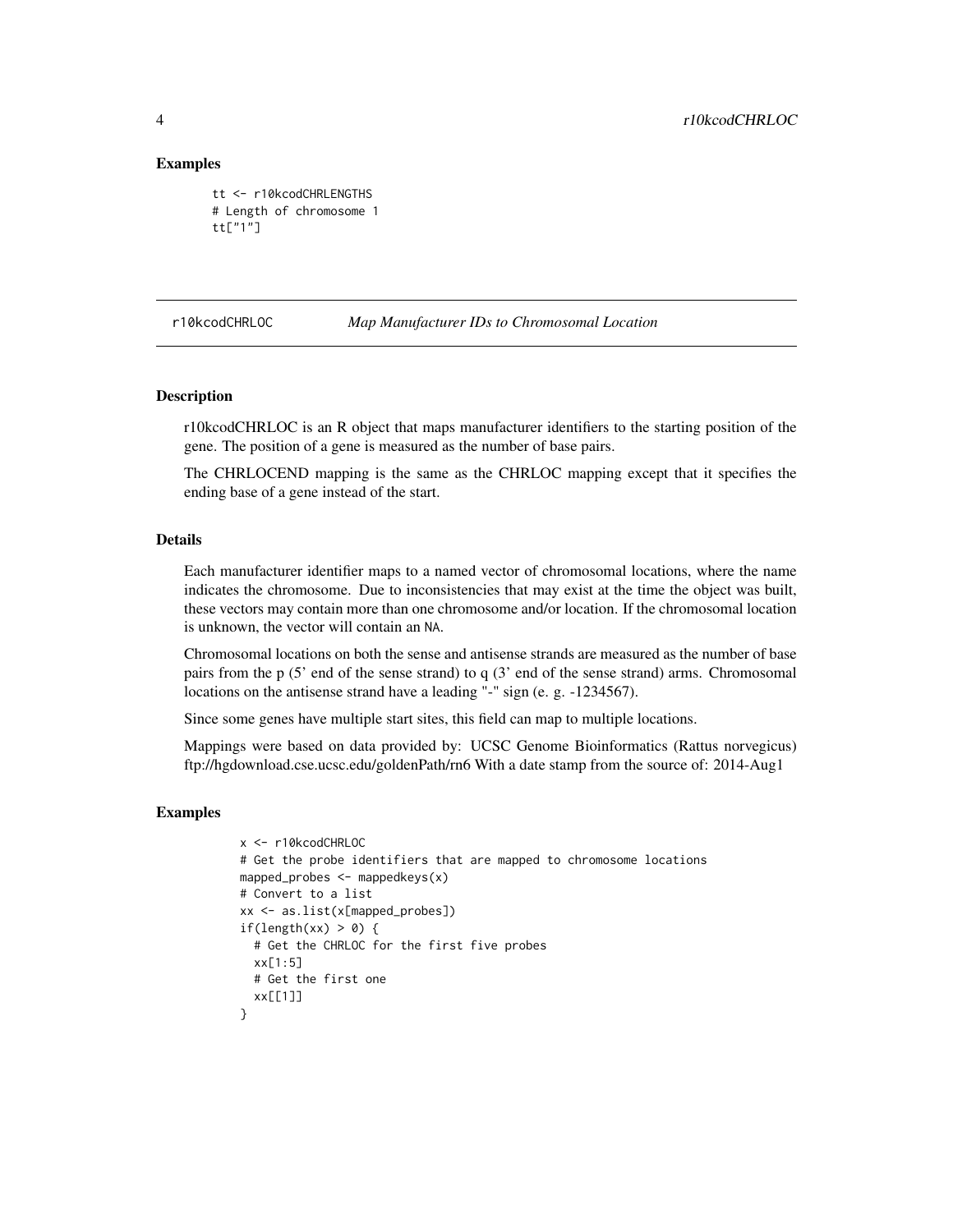### Examples

```
tt <- r10kcodCHRLENGTHS
# Length of chromosome 1
tt["1"]
```

## r10kcodCHRLOC *Map Manufacturer IDs to Chromosomal Location*

### Description

r10kcodCHRLOC is an R object that maps manufacturer identifiers to the starting position of the gene. The position of a gene is measured as the number of base pairs.

The CHRLOCEND mapping is the same as the CHRLOC mapping except that it specifies the ending base of a gene instead of the start.

### Details

Each manufacturer identifier maps to a named vector of chromosomal locations, where the name indicates the chromosome. Due to inconsistencies that may exist at the time the object was built, these vectors may contain more than one chromosome and/or location. If the chromosomal location is unknown, the vector will contain an NA.

Chromosomal locations on both the sense and antisense strands are measured as the number of base pairs from the p (5' end of the sense strand) to q (3' end of the sense strand) arms. Chromosomal locations on the antisense strand have a leading "-" sign (e. g. -1234567).

Since some genes have multiple start sites, this field can map to multiple locations.

Mappings were based on data provided by: UCSC Genome Bioinformatics (Rattus norvegicus) ftp://hgdownload.cse.ucsc.edu/goldenPath/rn6 With a date stamp from the source of: 2014-Aug1

### Examples

```
x <- r10kcodCHRLOC
# Get the probe identifiers that are mapped to chromosome locations
mapped_probes <- mappedkeys(x)
# Convert to a list
xx <- as.list(x[mapped_probes])
if(length(xx) > 0) {
  # Get the CHRLOC for the first five probes
  xx[1:5]
  # Get the first one
  xx[[1]]
}
```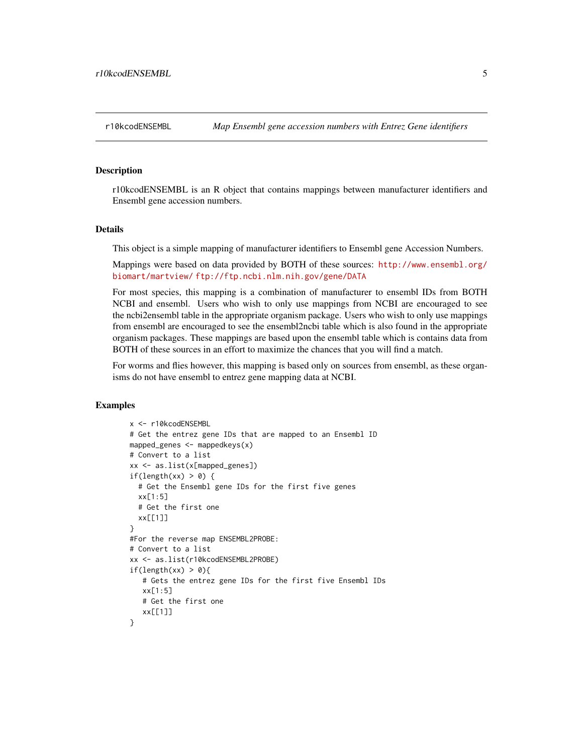## r10kcodENSEMBL — *Map Ensembl gene accession numbers with Entrez Gene identifiers*

### Description

r10kcodENSEMBL is an R object that contains mappings between manufacturer identifiers and Ensembl gene accession numbers.

### Details

This object is a simple mapping of manufacturer identifiers to Ensembl gene Accession Numbers.

Mappings were based on data provided by BOTH of these sources: http://www.ensembl.org/biomart/martview/ ftp://ftp.ncbi.nlm.nih.gov/gene/DATA

For most species, this mapping is a combination of manufacturer to ensembl IDs from BOTH NCBI and ensembl. Users who wish to only use mappings from NCBI are encouraged to see the ncbi2ensembl table in the appropriate organism package. Users who wish to only use mappings from ensembl are encouraged to see the ensembl2ncbi table which is also found in the appropriate organism packages. These mappings are based upon the ensembl table which is contains data from BOTH of these sources in an effort to maximize the chances that you will find a match.

For worms and flies however, this mapping is based only on sources from ensembl, as these organisms do not have ensembl to entrez gene mapping data at NCBI.

### Examples

```
x <- r10kcodENSEMBL
# Get the entrez gene IDs that are mapped to an Ensembl ID
mapped_genes <- mappedkeys(x)
# Convert to a list
xx <- as.list(x[mapped_genes])
if(length(xx) > 0) {
  # Get the Ensembl gene IDs for the first five genes
  xx[1:5]
  # Get the first one
  xx[[1]]
}
#For the reverse map ENSEMBL2PROBE:
# Convert to a list
xx <- as.list(r10kcodENSEMBL2PROBE)
if(length(xx) > 0){
   # Gets the entrez gene IDs for the first five Ensembl IDs
   xx[1:5]
   # Get the first one
   xx[[1]]
}
```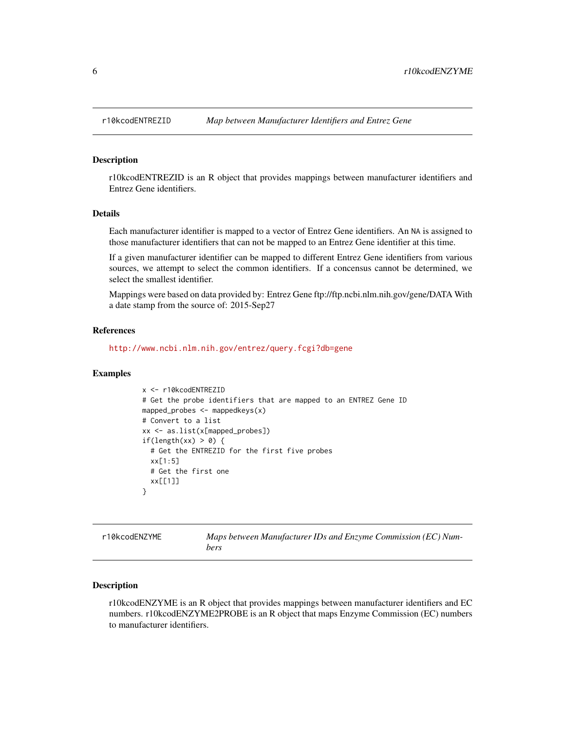## r10kcodENTREZID *Map between Manufacturer Identifiers and Entrez Gene*

### Description

r10kcodENTREZID is an R object that provides mappings between manufacturer identifiers and Entrez Gene identifiers.

### Details

Each manufacturer identifier is mapped to a vector of Entrez Gene identifiers. An NA is assigned to those manufacturer identifiers that can not be mapped to an Entrez Gene identifier at this time.

If a given manufacturer identifier can be mapped to different Entrez Gene identifiers from various sources, we attempt to select the common identifiers. If a concensus cannot be determined, we select the smallest identifier.

Mappings were based on data provided by: Entrez Gene ftp://ftp.ncbi.nlm.nih.gov/gene/DATA With a date stamp from the source of: 2015-Sep27

### References

http://www.ncbi.nlm.nih.gov/entrez/query.fcgi?db=gene

### Examples

```
x <- r10kcodENTREZID
# Get the probe identifiers that are mapped to an ENTREZ Gene ID
mapped_probes <- mappedkeys(x)
# Convert to a list
xx <- as.list(x[mapped_probes])
if(length(xx) > 0) {
  # Get the ENTREZID for the first five probes
  xx[1:5]
  # Get the first one
  xx[[1]]
}
```

## r10kcodENZYME *Maps between Manufacturer IDs and Enzyme Commission (EC) Numbers*

### Description

r10kcodENZYME is an R object that provides mappings between manufacturer identifiers and EC numbers. r10kcodENZYME2PROBE is an R object that maps Enzyme Commission (EC) numbers to manufacturer identifiers.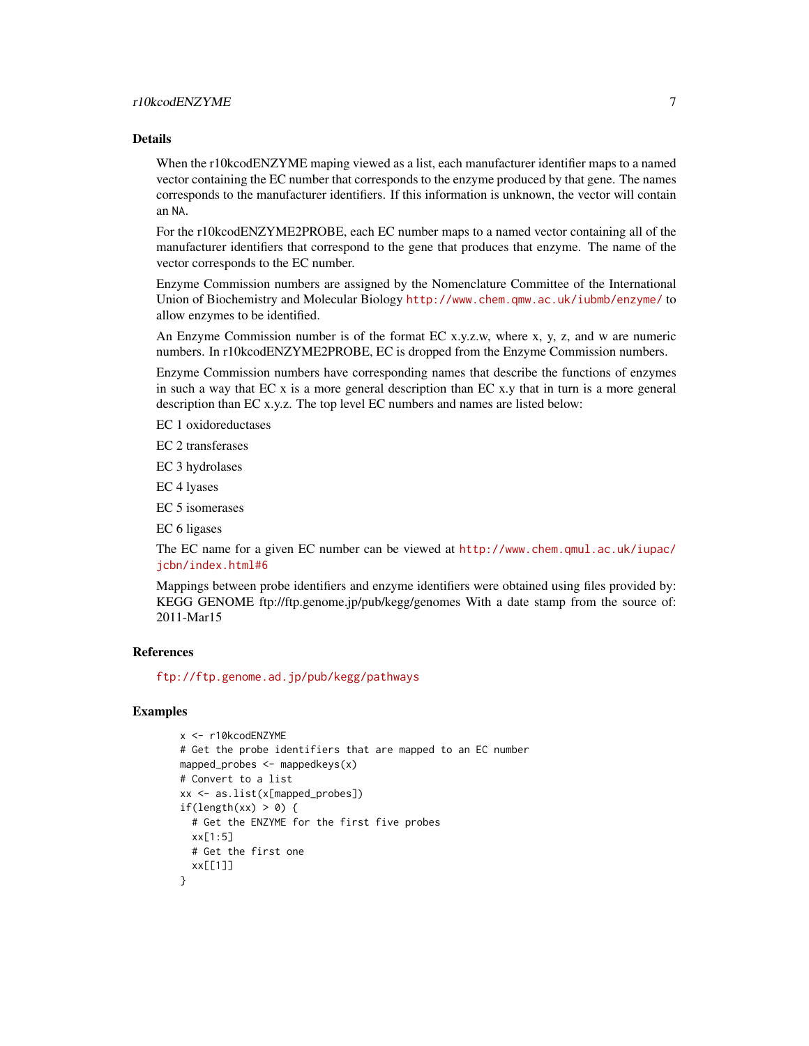## Details

When the r10kcodENZYME maping viewed as a list, each manufacturer identifier maps to a named vector containing the EC number that corresponds to the enzyme produced by that gene. The names corresponds to the manufacturer identifiers. If this information is unknown, the vector will contain an NA.

For the r10kcodENZYME2PROBE, each EC number maps to a named vector containing all of the manufacturer identifiers that correspond to the gene that produces that enzyme. The name of the vector corresponds to the EC number.

Enzyme Commission numbers are assigned by the Nomenclature Committee of the International Union of Biochemistry and Molecular Biology http://www.chem.qmw.ac.uk/iubmb/enzyme/ to allow enzymes to be identified.

An Enzyme Commission number is of the format EC x.y.z.w, where x, y, z, and w are numeric numbers. In r10kcodENZYME2PROBE, EC is dropped from the Enzyme Commission numbers.

Enzyme Commission numbers have corresponding names that describe the functions of enzymes in such a way that EC x is a more general description than EC x.y that in turn is a more general description than EC x.y.z. The top level EC numbers and names are listed below:

EC 1 oxidoreductases

EC 2 transferases

EC 3 hydrolases

EC 4 lyases

EC 5 isomerases

EC 6 ligases

The EC name for a given EC number can be viewed at http://www.chem.qmul.ac.uk/iupac/jcbn/index.html#6

Mappings between probe identifiers and enzyme identifiers were obtained using files provided by: KEGG GENOME ftp://ftp.genome.jp/pub/kegg/genomes With a date stamp from the source of: 2011-Mar15

## References

ftp://ftp.genome.ad.jp/pub/kegg/pathways

## Examples

```
x <- r10kcodENZYME
# Get the probe identifiers that are mapped to an EC number
mapped_probes <- mappedkeys(x)
# Convert to a list
xx <- as.list(x[mapped_probes])
if(length(xx) > 0) {
  # Get the ENZYME for the first five probes
  xx[1:5]
  # Get the first one
  xx[[1]]
}
```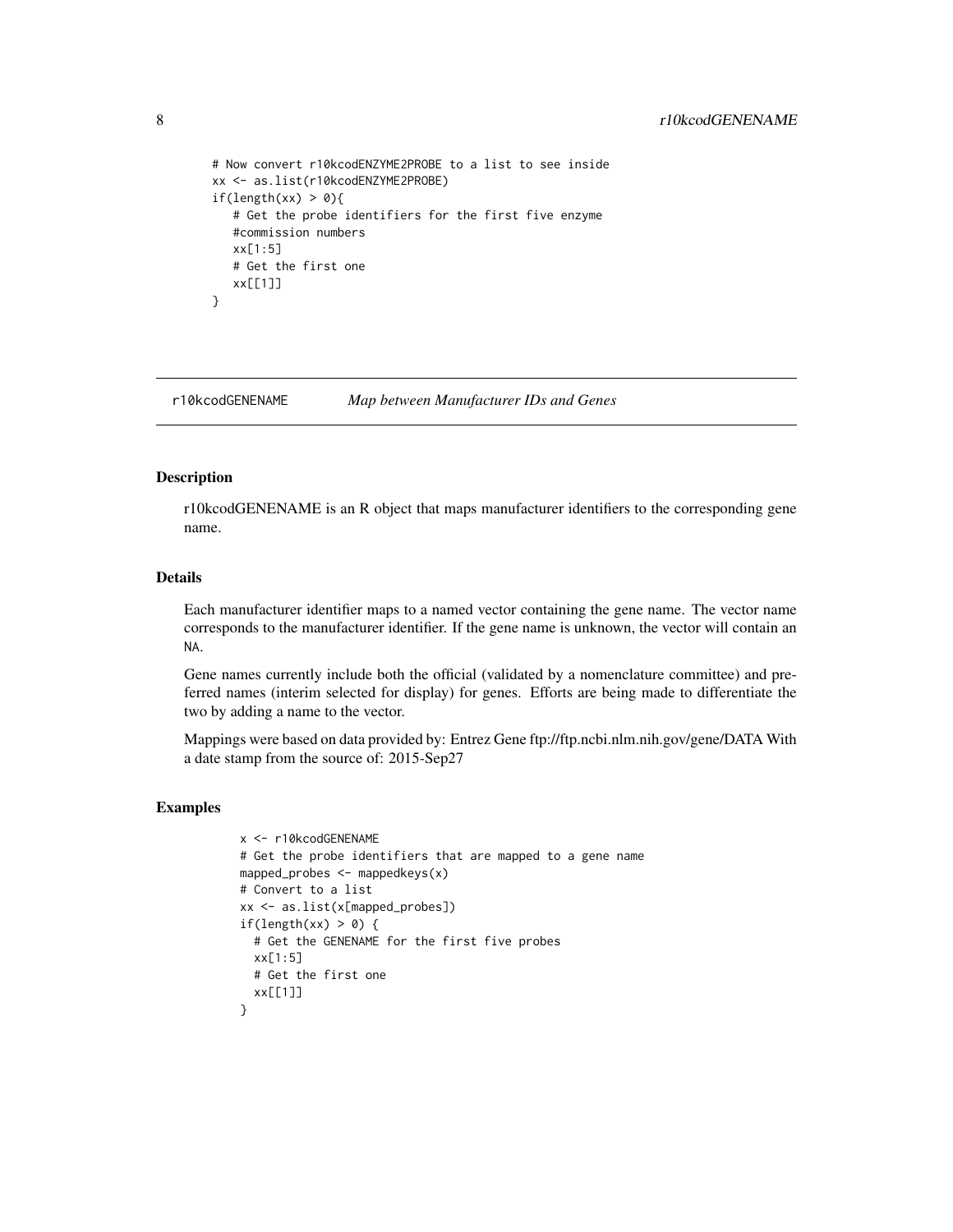```
# Now convert r10kcodENZYME2PROBE to a list to see inside
xx <- as.list(r10kcodENZYME2PROBE)
if(length(xx) > 0){
   # Get the probe identifiers for the first five enzyme
   #commission numbers
   xx[1:5]
   # Get the first one
   xx[[1]]
}
```

## r10kcodGENENAME *Map between Manufacturer IDs and Genes*

### Description

r10kcodGENENAME is an R object that maps manufacturer identifiers to the corresponding gene name.

### Details

Each manufacturer identifier maps to a named vector containing the gene name. The vector name corresponds to the manufacturer identifier. If the gene name is unknown, the vector will contain an NA.

Gene names currently include both the official (validated by a nomenclature committee) and preferred names (interim selected for display) for genes. Efforts are being made to differentiate the two by adding a name to the vector.

Mappings were based on data provided by: Entrez Gene ftp://ftp.ncbi.nlm.nih.gov/gene/DATA With a date stamp from the source of: 2015-Sep27

### Examples

```
x <- r10kcodGENENAME
# Get the probe identifiers that are mapped to a gene name
mapped_probes <- mappedkeys(x)
# Convert to a list
xx <- as.list(x[mapped_probes])
if(length(xx) > 0) {
  # Get the GENENAME for the first five probes
  xx[1:5]
  # Get the first one
  xx[[1]]
}
```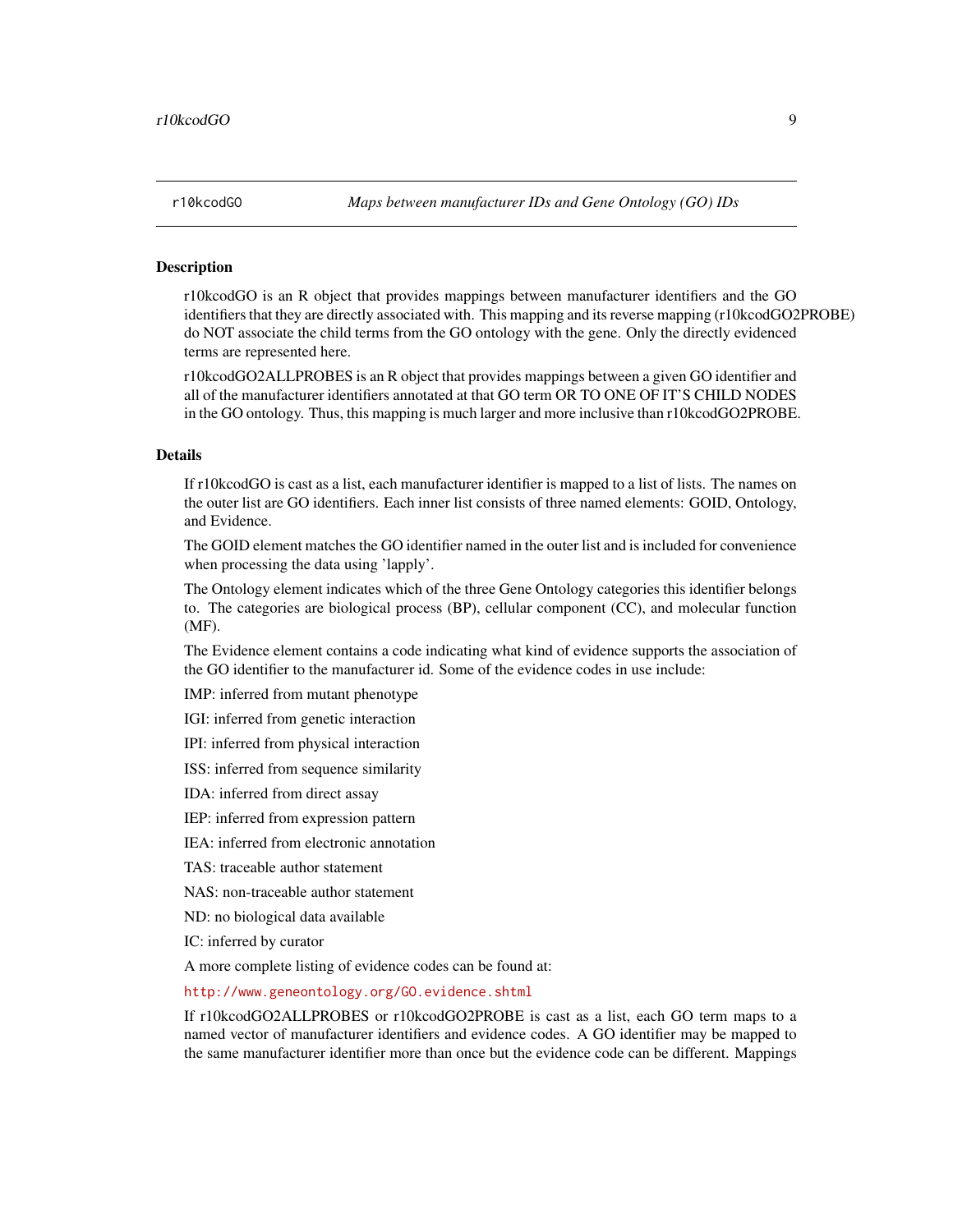## r10kcodGO — *Maps between manufacturer IDs and Gene Ontology (GO) IDs*

### Description

r10kcodGO is an R object that provides mappings between manufacturer identifiers and the GO identifiers that they are directly associated with. This mapping and its reverse mapping (r10kcodGO2PROBE) do NOT associate the child terms from the GO ontology with the gene. Only the directly evidenced terms are represented here.

r10kcodGO2ALLPROBES is an R object that provides mappings between a given GO identifier and all of the manufacturer identifiers annotated at that GO term OR TO ONE OF IT'S CHILD NODES in the GO ontology. Thus, this mapping is much larger and more inclusive than r10kcodGO2PROBE.

### Details

If r10kcodGO is cast as a list, each manufacturer identifier is mapped to a list of lists. The names on the outer list are GO identifiers. Each inner list consists of three named elements: GOID, Ontology, and Evidence.

The GOID element matches the GO identifier named in the outer list and is included for convenience when processing the data using 'lapply'.

The Ontology element indicates which of the three Gene Ontology categories this identifier belongs to. The categories are biological process (BP), cellular component (CC), and molecular function (MF).

The Evidence element contains a code indicating what kind of evidence supports the association of the GO identifier to the manufacturer id. Some of the evidence codes in use include:

IMP: inferred from mutant phenotype

IGI: inferred from genetic interaction

IPI: inferred from physical interaction

ISS: inferred from sequence similarity

IDA: inferred from direct assay

IEP: inferred from expression pattern

IEA: inferred from electronic annotation

TAS: traceable author statement

NAS: non-traceable author statement

ND: no biological data available

IC: inferred by curator

A more complete listing of evidence codes can be found at:

http://www.geneontology.org/GO.evidence.shtml

If r10kcodGO2ALLPROBES or r10kcodGO2PROBE is cast as a list, each GO term maps to a named vector of manufacturer identifiers and evidence codes. A GO identifier may be mapped to the same manufacturer identifier more than once but the evidence code can be different. Mappings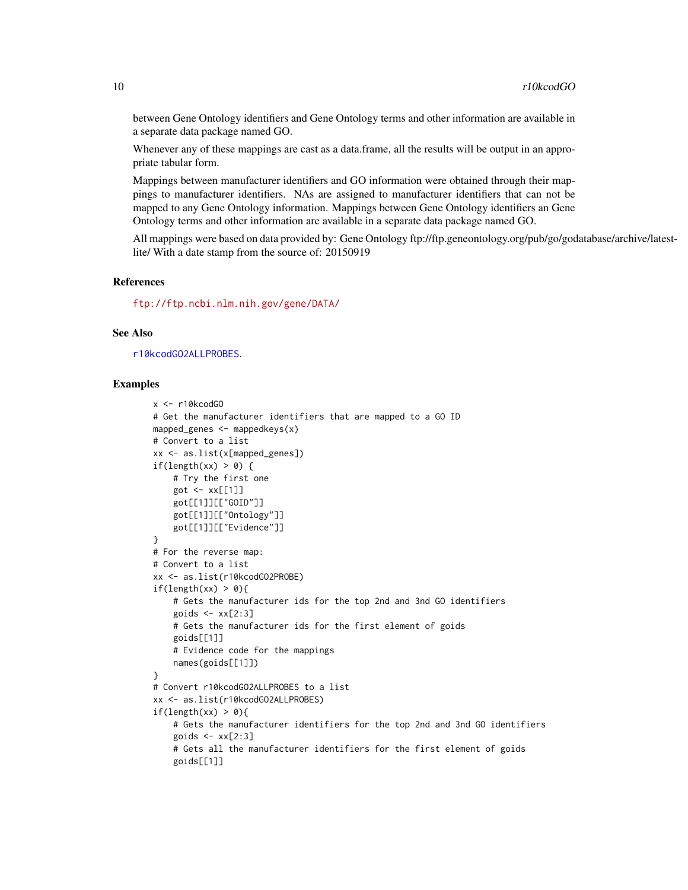between Gene Ontology identifiers and Gene Ontology terms and other information are available in a separate data package named GO.

Whenever any of these mappings are cast as a data.frame, all the results will be output in an appropriate tabular form.

Mappings between manufacturer identifiers and GO information were obtained through their mappings to manufacturer identifiers. NAs are assigned to manufacturer identifiers that can not be mapped to any Gene Ontology information. Mappings between Gene Ontology identifiers an Gene Ontology terms and other information are available in a separate data package named GO.

All mappings were based on data provided by: Gene Ontology ftp://ftp.geneontology.org/pub/go/godatabase/archive/latest-lite/ With a date stamp from the source of: 20150919

### References

ftp://ftp.ncbi.nlm.nih.gov/gene/DATA/

### See Also

r10kcodGO2ALLPROBES.

### Examples

```
x <- r10kcodGO
# Get the manufacturer identifiers that are mapped to a GO ID
mapped_genes <- mappedkeys(x)
# Convert to a list
xx <- as.list(x[mapped_genes])
if(length(xx) > 0) {
    # Try the first one
    got <- xx[[1]]
    got[[1]][["GOID"]]
    got[[1]][["Ontology"]]
    got[[1]][["Evidence"]]
}
# For the reverse map:
# Convert to a list
xx <- as.list(r10kcodGO2PROBE)
if(length(xx) > 0){
    # Gets the manufacturer ids for the top 2nd and 3nd GO identifiers
    goids <- xx[2:3]
    # Gets the manufacturer ids for the first element of goids
    goids[[1]]
    # Evidence code for the mappings
    names(goids[[1]])
}
# Convert r10kcodGO2ALLPROBES to a list
xx <- as.list(r10kcodGO2ALLPROBES)
if(length(xx) > 0){
    # Gets the manufacturer identifiers for the top 2nd and 3nd GO identifiers
    goids <- xx[2:3]
    # Gets all the manufacturer identifiers for the first element of goids
    goids[[1]]
```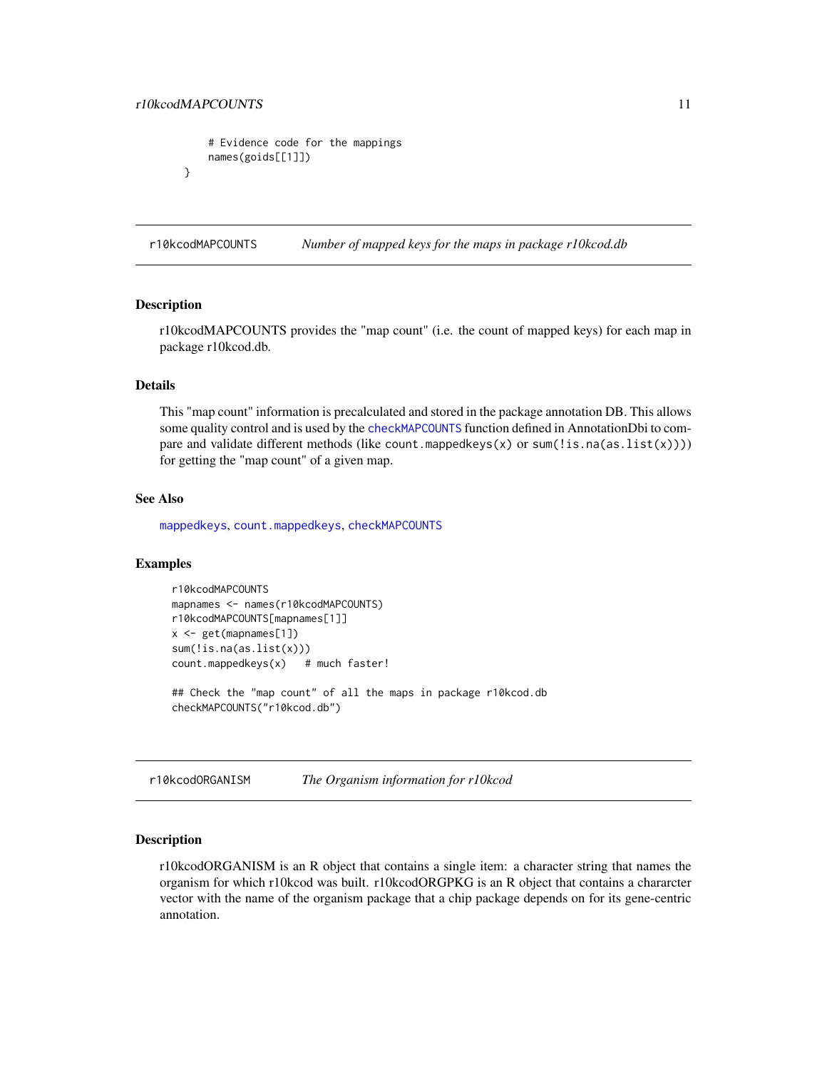```
    # Evidence code for the mappings
    names(goids[[1]])
}
```

## r10kcodMAPCOUNTS — *Number of mapped keys for the maps in package r10kcod.db*

### Description

r10kcodMAPCOUNTS provides the "map count" (i.e. the count of mapped keys) for each map in package r10kcod.db.

### Details

This "map count" information is precalculated and stored in the package annotation DB. This allows some quality control and is used by the `checkMAPCOUNTS` function defined in AnnotationDbi to compare and validate different methods (like `count.mappedkeys(x)` or `sum(!is.na(as.list(x)))`) for getting the "map count" of a given map.

### See Also

`mappedkeys`, `count.mappedkeys`, `checkMAPCOUNTS`

### Examples

```
r10kcodMAPCOUNTS
mapnames <- names(r10kcodMAPCOUNTS)
r10kcodMAPCOUNTS[mapnames[1]]
x <- get(mapnames[1])
sum(!is.na(as.list(x)))
count.mappedkeys(x)   # much faster!

## Check the "map count" of all the maps in package r10kcod.db
checkMAPCOUNTS("r10kcod.db")
```

## r10kcodORGANISM — *The Organism information for r10kcod*

### Description

r10kcodORGANISM is an R object that contains a single item: a character string that names the organism for which r10kcod was built. r10kcodORGPKG is an R object that contains a chararcter vector with the name of the organism package that a chip package depends on for its gene-centric annotation.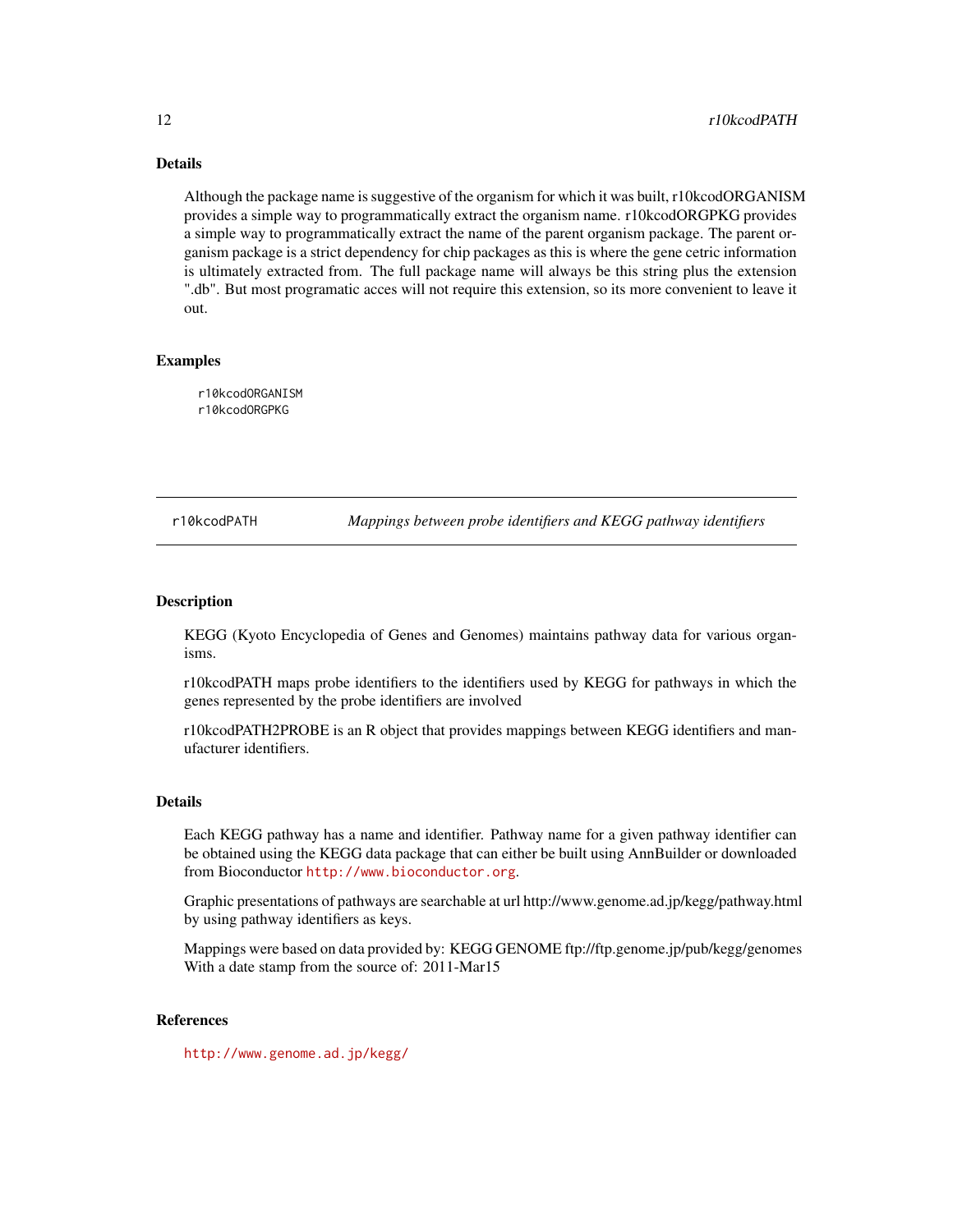## Details

Although the package name is suggestive of the organism for which it was built, r10kcodORGANISM provides a simple way to programmatically extract the organism name. r10kcodORGPKG provides a simple way to programmatically extract the name of the parent organism package. The parent organism package is a strict dependency for chip packages as this is where the gene cetric information is ultimately extracted from. The full package name will always be this string plus the extension ".db". But most programatic acces will not require this extension, so its more convenient to leave it out.

## Examples

```
r10kcodORGANISM
r10kcodORGPKG
```

---

# r10kcodPATH — *Mappings between probe identifiers and KEGG pathway identifiers*

## Description

KEGG (Kyoto Encyclopedia of Genes and Genomes) maintains pathway data for various organisms.

r10kcodPATH maps probe identifiers to the identifiers used by KEGG for pathways in which the genes represented by the probe identifiers are involved

r10kcodPATH2PROBE is an R object that provides mappings between KEGG identifiers and manufacturer identifiers.

## Details

Each KEGG pathway has a name and identifier. Pathway name for a given pathway identifier can be obtained using the KEGG data package that can either be built using AnnBuilder or downloaded from Bioconductor http://www.bioconductor.org.

Graphic presentations of pathways are searchable at url http://www.genome.ad.jp/kegg/pathway.html by using pathway identifiers as keys.

Mappings were based on data provided by: KEGG GENOME ftp://ftp.genome.jp/pub/kegg/genomes With a date stamp from the source of: 2011-Mar15

## References

http://www.genome.ad.jp/kegg/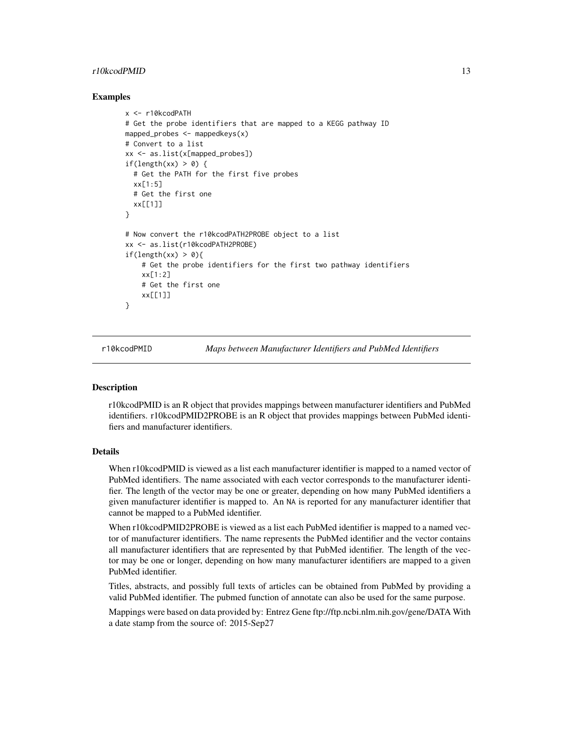## Examples

```
x <- r10kcodPATH
# Get the probe identifiers that are mapped to a KEGG pathway ID
mapped_probes <- mappedkeys(x)
# Convert to a list
xx <- as.list(x[mapped_probes])
if(length(xx) > 0) {
  # Get the PATH for the first five probes
  xx[1:5]
  # Get the first one
  xx[[1]]
}

# Now convert the r10kcodPATH2PROBE object to a list
xx <- as.list(r10kcodPATH2PROBE)
if(length(xx) > 0){
    # Get the probe identifiers for the first two pathway identifiers
    xx[1:2]
    # Get the first one
    xx[[1]]
}
```

---

# r10kcodPMID — *Maps between Manufacturer Identifiers and PubMed Identifiers*

---

## Description

r10kcodPMID is an R object that provides mappings between manufacturer identifiers and PubMed identifiers. r10kcodPMID2PROBE is an R object that provides mappings between PubMed identifiers and manufacturer identifiers.

## Details

When r10kcodPMID is viewed as a list each manufacturer identifier is mapped to a named vector of PubMed identifiers. The name associated with each vector corresponds to the manufacturer identifier. The length of the vector may be one or greater, depending on how many PubMed identifiers a given manufacturer identifier is mapped to. An `NA` is reported for any manufacturer identifier that cannot be mapped to a PubMed identifier.

When r10kcodPMID2PROBE is viewed as a list each PubMed identifier is mapped to a named vector of manufacturer identifiers. The name represents the PubMed identifier and the vector contains all manufacturer identifiers that are represented by that PubMed identifier. The length of the vector may be one or longer, depending on how many manufacturer identifiers are mapped to a given PubMed identifier.

Titles, abstracts, and possibly full texts of articles can be obtained from PubMed by providing a valid PubMed identifier. The pubmed function of annotate can also be used for the same purpose.

Mappings were based on data provided by: Entrez Gene ftp://ftp.ncbi.nlm.nih.gov/gene/DATA With a date stamp from the source of: 2015-Sep27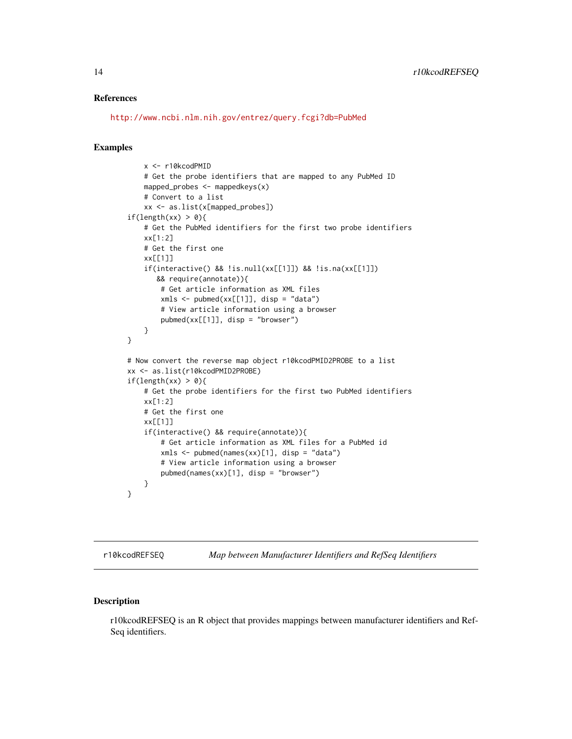### References

http://www.ncbi.nlm.nih.gov/entrez/query.fcgi?db=PubMed

### Examples

```
    x <- r10kcodPMID
    # Get the probe identifiers that are mapped to any PubMed ID
    mapped_probes <- mappedkeys(x)
    # Convert to a list
    xx <- as.list(x[mapped_probes])
if(length(xx) > 0){
    # Get the PubMed identifiers for the first two probe identifiers
    xx[1:2]
    # Get the first one
    xx[[1]]
    if(interactive() && !is.null(xx[[1]]) && !is.na(xx[[1]])
       && require(annotate)){
        # Get article information as XML files
        xmls <- pubmed(xx[[1]], disp = "data")
        # View article information using a browser
        pubmed(xx[[1]], disp = "browser")
    }
}

# Now convert the reverse map object r10kcodPMID2PROBE to a list
xx <- as.list(r10kcodPMID2PROBE)
if(length(xx) > 0){
    # Get the probe identifiers for the first two PubMed identifiers
    xx[1:2]
    # Get the first one
    xx[[1]]
    if(interactive() && require(annotate)){
        # Get article information as XML files for a PubMed id
        xmls <- pubmed(names(xx)[1], disp = "data")
        # View article information using a browser
        pubmed(names(xx)[1], disp = "browser")
    }
}
```

---

## r10kcodREFSEQ — *Map between Manufacturer Identifiers and RefSeq Identifiers*

---

### Description

r10kcodREFSEQ is an R object that provides mappings between manufacturer identifiers and RefSeq identifiers.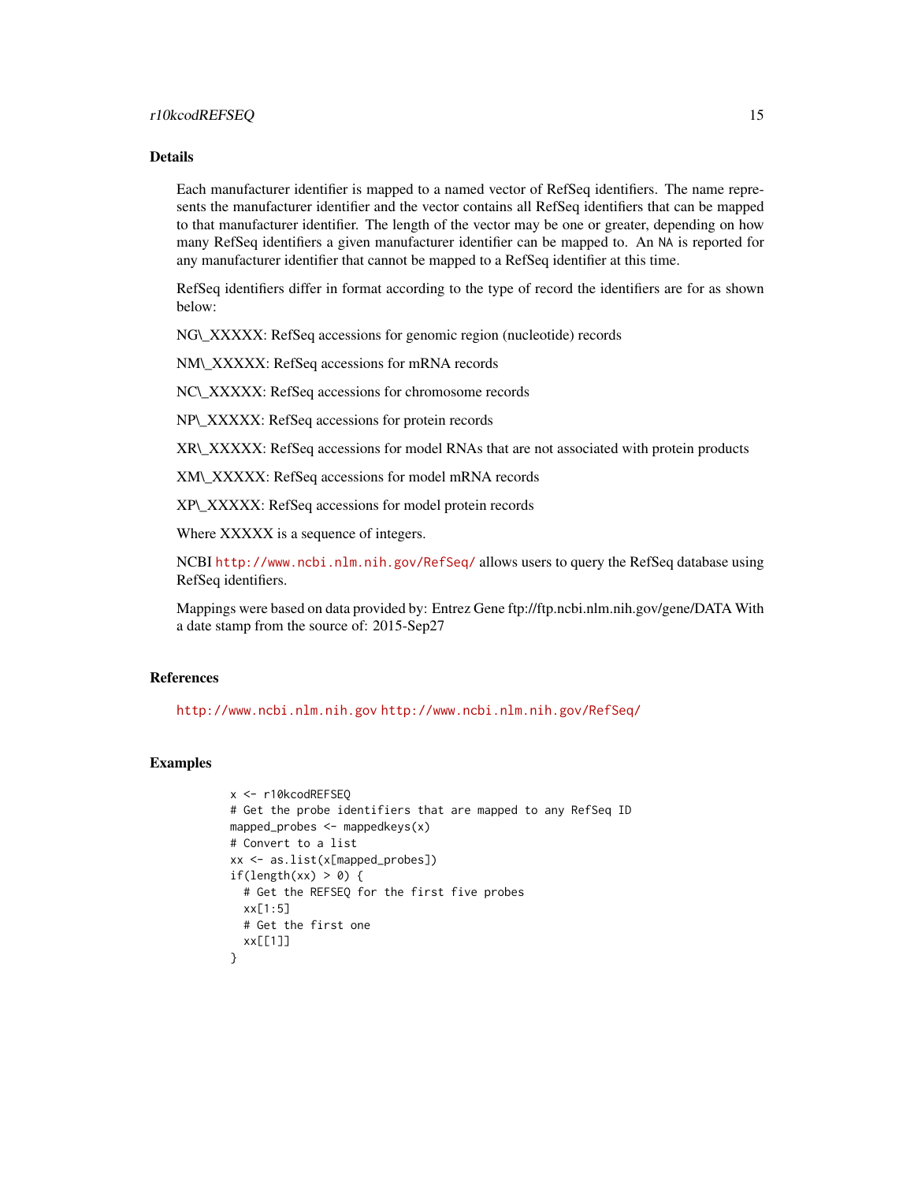### Details

Each manufacturer identifier is mapped to a named vector of RefSeq identifiers. The name represents the manufacturer identifier and the vector contains all RefSeq identifiers that can be mapped to that manufacturer identifier. The length of the vector may be one or greater, depending on how many RefSeq identifiers a given manufacturer identifier can be mapped to. An NA is reported for any manufacturer identifier that cannot be mapped to a RefSeq identifier at this time.

RefSeq identifiers differ in format according to the type of record the identifiers are for as shown below:

NG\_XXXXX: RefSeq accessions for genomic region (nucleotide) records

NM\_XXXXX: RefSeq accessions for mRNA records

NC\_XXXXX: RefSeq accessions for chromosome records

NP\_XXXXX: RefSeq accessions for protein records

XR\_XXXXX: RefSeq accessions for model RNAs that are not associated with protein products

XM\_XXXXX: RefSeq accessions for model mRNA records

XP\_XXXXX: RefSeq accessions for model protein records

Where XXXXX is a sequence of integers.

NCBI http://www.ncbi.nlm.nih.gov/RefSeq/ allows users to query the RefSeq database using RefSeq identifiers.

Mappings were based on data provided by: Entrez Gene ftp://ftp.ncbi.nlm.nih.gov/gene/DATA With a date stamp from the source of: 2015-Sep27

### References

http://www.ncbi.nlm.nih.gov http://www.ncbi.nlm.nih.gov/RefSeq/

### Examples

```
x <- r10kcodREFSEQ
# Get the probe identifiers that are mapped to any RefSeq ID
mapped_probes <- mappedkeys(x)
# Convert to a list
xx <- as.list(x[mapped_probes])
if(length(xx) > 0) {
  # Get the REFSEQ for the first five probes
  xx[1:5]
  # Get the first one
  xx[[1]]
}
```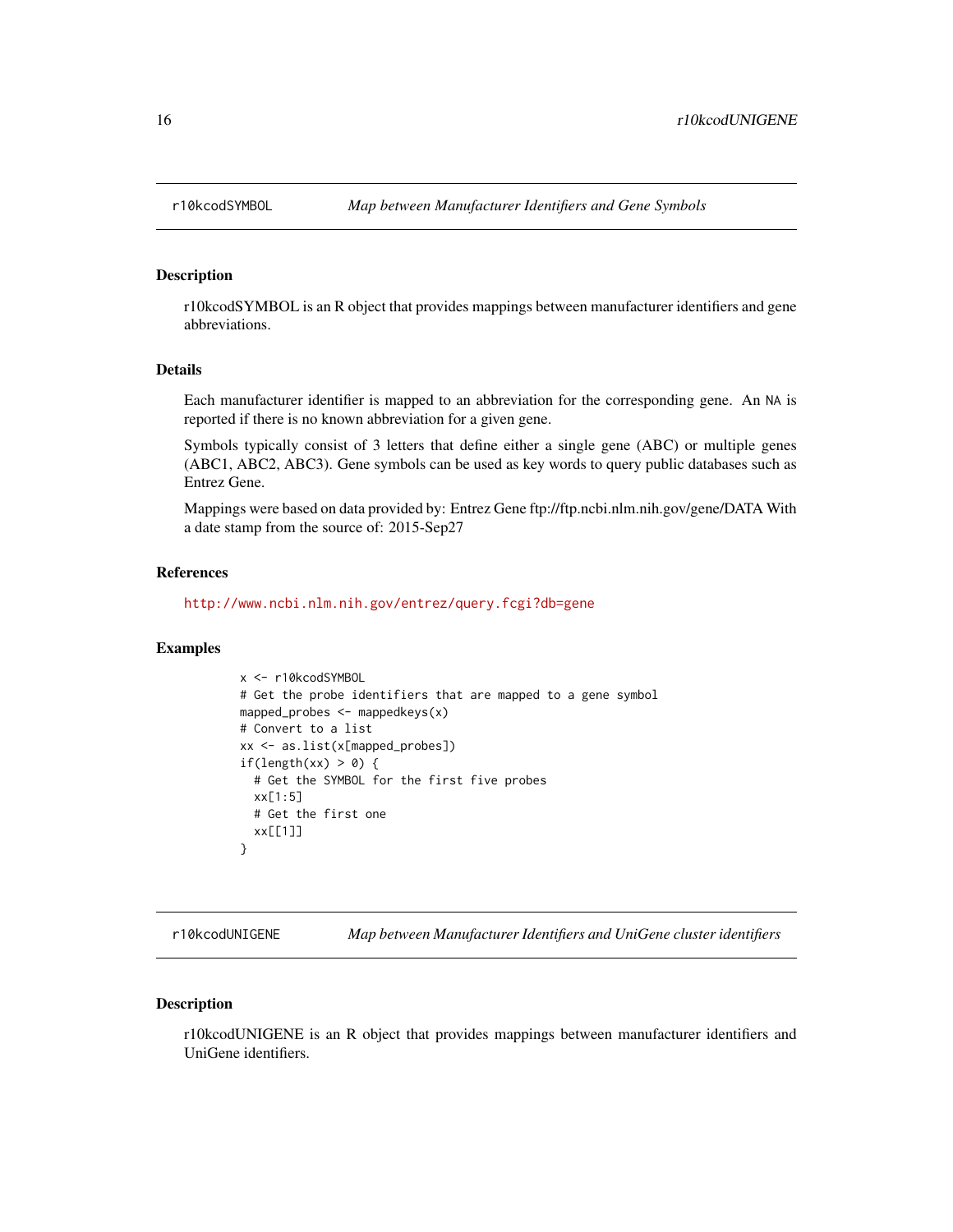## r10kcodSYMBOL — *Map between Manufacturer Identifiers and Gene Symbols*

### Description

r10kcodSYMBOL is an R object that provides mappings between manufacturer identifiers and gene abbreviations.

### Details

Each manufacturer identifier is mapped to an abbreviation for the corresponding gene. An NA is reported if there is no known abbreviation for a given gene.

Symbols typically consist of 3 letters that define either a single gene (ABC) or multiple genes (ABC1, ABC2, ABC3). Gene symbols can be used as key words to query public databases such as Entrez Gene.

Mappings were based on data provided by: Entrez Gene ftp://ftp.ncbi.nlm.nih.gov/gene/DATA With a date stamp from the source of: 2015-Sep27

### References

http://www.ncbi.nlm.nih.gov/entrez/query.fcgi?db=gene

### Examples

```
x <- r10kcodSYMBOL
# Get the probe identifiers that are mapped to a gene symbol
mapped_probes <- mappedkeys(x)
# Convert to a list
xx <- as.list(x[mapped_probes])
if(length(xx) > 0) {
  # Get the SYMBOL for the first five probes
  xx[1:5]
  # Get the first one
  xx[[1]]
}
```

## r10kcodUNIGENE — *Map between Manufacturer Identifiers and UniGene cluster identifiers*

### Description

r10kcodUNIGENE is an R object that provides mappings between manufacturer identifiers and UniGene identifiers.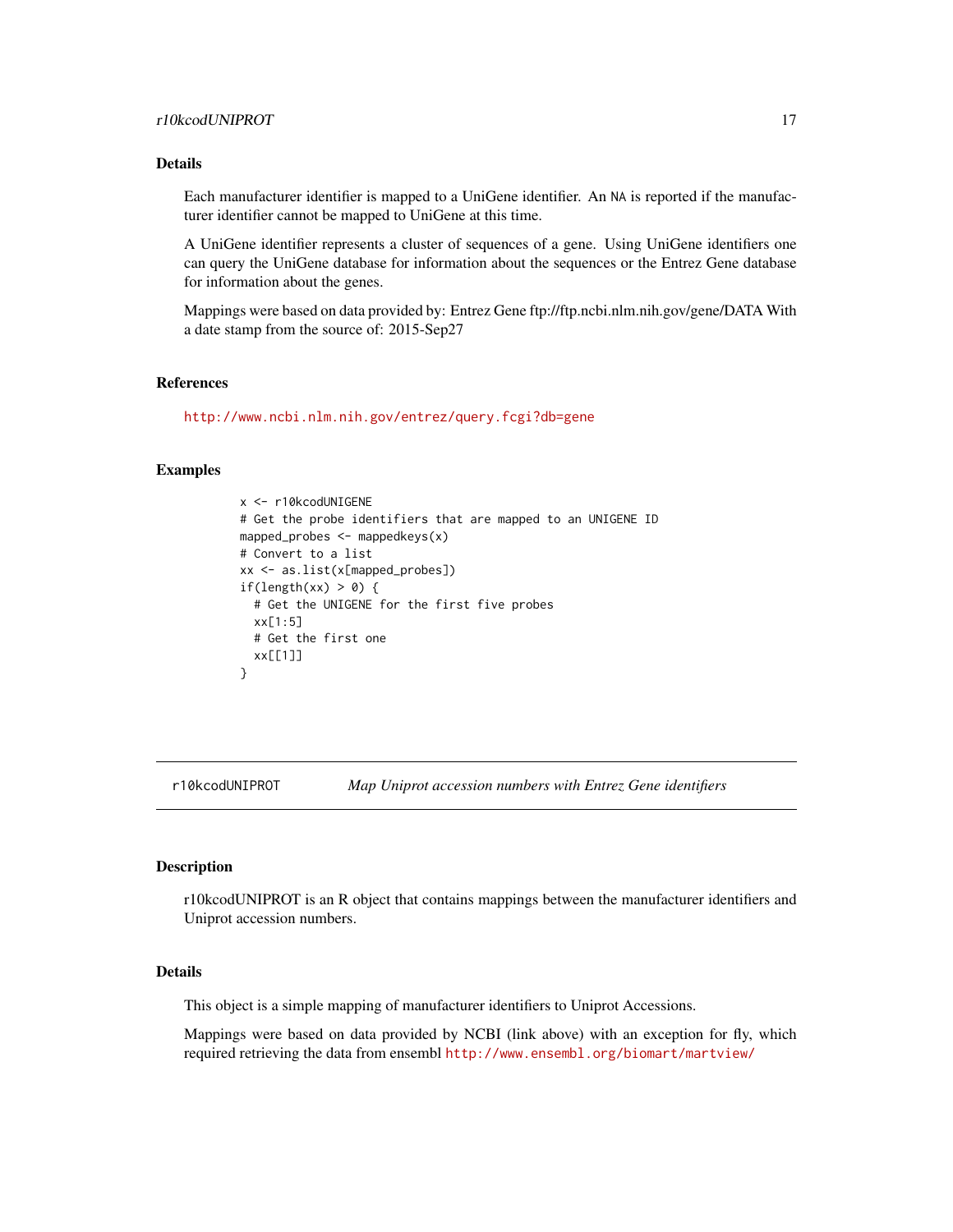## Details

Each manufacturer identifier is mapped to a UniGene identifier. An NA is reported if the manufacturer identifier cannot be mapped to UniGene at this time.

A UniGene identifier represents a cluster of sequences of a gene. Using UniGene identifiers one can query the UniGene database for information about the sequences or the Entrez Gene database for information about the genes.

Mappings were based on data provided by: Entrez Gene ftp://ftp.ncbi.nlm.nih.gov/gene/DATA With a date stamp from the source of: 2015-Sep27

## References

http://www.ncbi.nlm.nih.gov/entrez/query.fcgi?db=gene

## Examples

```
x <- r10kcodUNIGENE
# Get the probe identifiers that are mapped to an UNIGENE ID
mapped_probes <- mappedkeys(x)
# Convert to a list
xx <- as.list(x[mapped_probes])
if(length(xx) > 0) {
  # Get the UNIGENE for the first five probes
  xx[1:5]
  # Get the first one
  xx[[1]]
}
```

---

# r10kcodUNIPROT *Map Uniprot accession numbers with Entrez Gene identifiers*

## Description

r10kcodUNIPROT is an R object that contains mappings between the manufacturer identifiers and Uniprot accession numbers.

## Details

This object is a simple mapping of manufacturer identifiers to Uniprot Accessions.

Mappings were based on data provided by NCBI (link above) with an exception for fly, which required retrieving the data from ensembl http://www.ensembl.org/biomart/martview/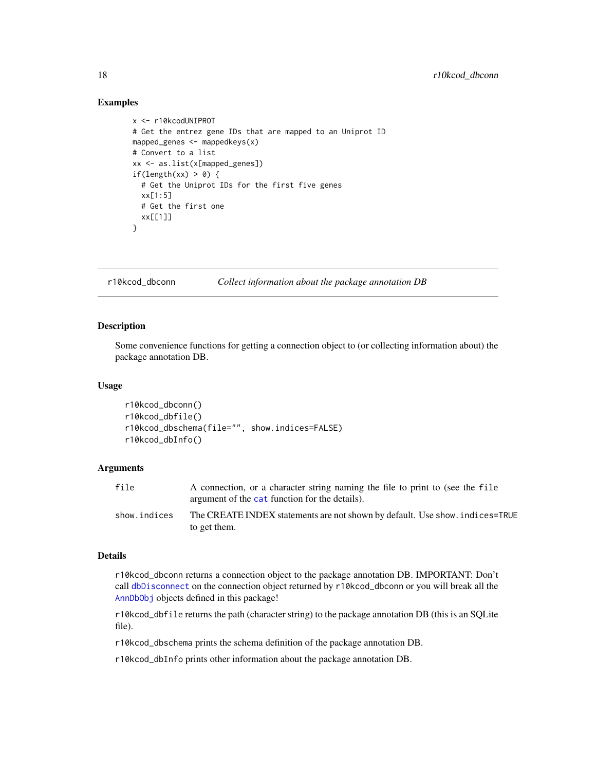### Examples

```
x <- r10kcodUNIPROT
# Get the entrez gene IDs that are mapped to an Uniprot ID
mapped_genes <- mappedkeys(x)
# Convert to a list
xx <- as.list(x[mapped_genes])
if(length(xx) > 0) {
  # Get the Uniprot IDs for the first five genes
  xx[1:5]
  # Get the first one
  xx[[1]]
}
```

---

## r10kcod_dbconn — *Collect information about the package annotation DB*

---

### Description

Some convenience functions for getting a connection object to (or collecting information about) the package annotation DB.

### Usage

```
r10kcod_dbconn()
r10kcod_dbfile()
r10kcod_dbschema(file="", show.indices=FALSE)
r10kcod_dbInfo()
```

### Arguments

| | |
|---|---|
| file | A connection, or a character string naming the file to print to (see the file argument of the cat function for the details). |
| show.indices | The CREATE INDEX statements are not shown by default. Use show.indices=TRUE to get them. |

### Details

r10kcod_dbconn returns a connection object to the package annotation DB. IMPORTANT: Don't call dbDisconnect on the connection object returned by r10kcod_dbconn or you will break all the AnnDbObj objects defined in this package!

r10kcod_dbfile returns the path (character string) to the package annotation DB (this is an SQLite file).

r10kcod_dbschema prints the schema definition of the package annotation DB.

r10kcod_dbInfo prints other information about the package annotation DB.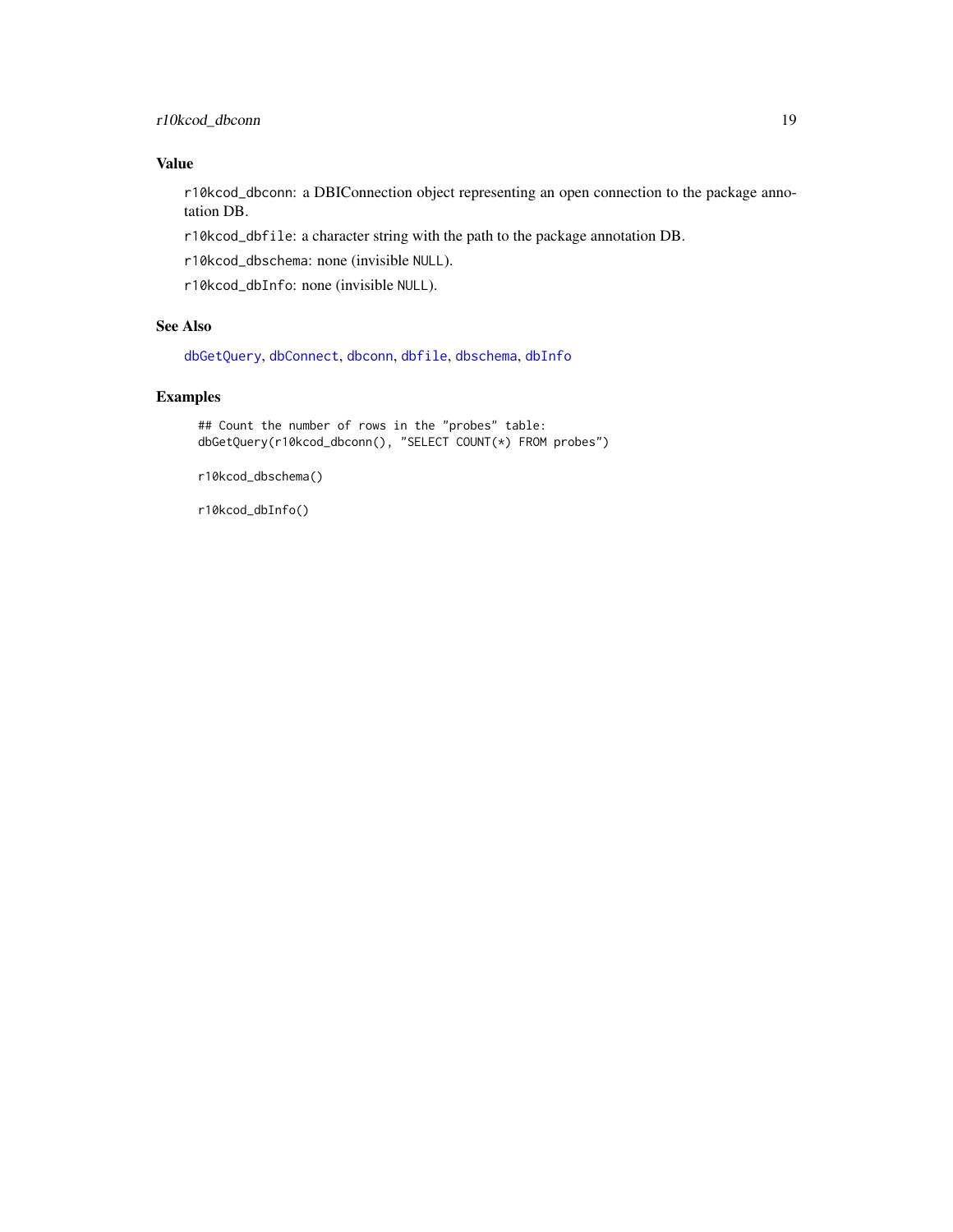## Value

`r10kcod_dbconn`: a DBIConnection object representing an open connection to the package annotation DB.

`r10kcod_dbfile`: a character string with the path to the package annotation DB.

`r10kcod_dbschema`: none (invisible `NULL`).

`r10kcod_dbInfo`: none (invisible `NULL`).

## See Also

`dbGetQuery`, `dbConnect`, `dbconn`, `dbfile`, `dbschema`, `dbInfo`

## Examples

```
## Count the number of rows in the "probes" table:
dbGetQuery(r10kcod_dbconn(), "SELECT COUNT(*) FROM probes")

r10kcod_dbschema()

r10kcod_dbInfo()
```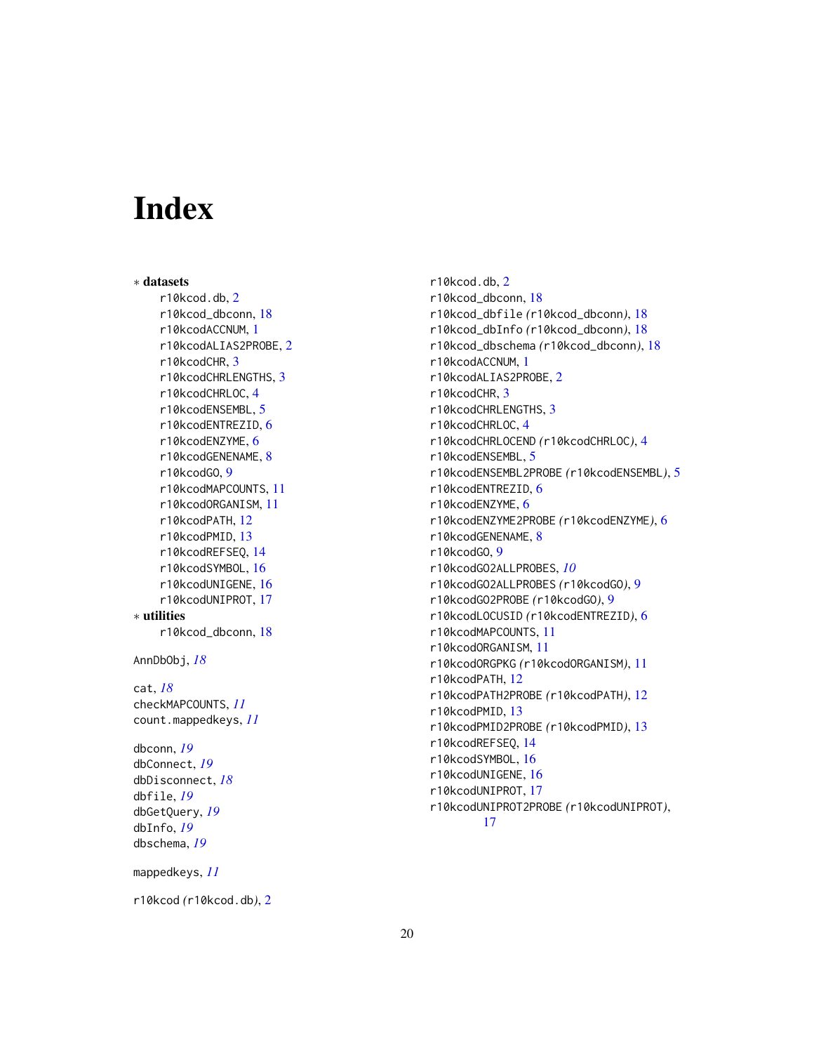# Index

∗ **datasets**

- r10kcod.db, 2
- r10kcod_dbconn, 18
- r10kcodACCNUM, 1
- r10kcodALIAS2PROBE, 2
- r10kcodCHR, 3
- r10kcodCHRLENGTHS, 3
- r10kcodCHRLOC, 4
- r10kcodENSEMBL, 5
- r10kcodENTREZID, 6
- r10kcodENZYME, 6
- r10kcodGENENAME, 8
- r10kcodGO, 9
- r10kcodMAPCOUNTS, 11
- r10kcodORGANISM, 11
- r10kcodPATH, 12
- r10kcodPMID, 13
- r10kcodREFSEQ, 14
- r10kcodSYMBOL, 16
- r10kcodUNIGENE, 16
- r10kcodUNIPROT, 17

∗ **utilities**

- r10kcod_dbconn, 18

AnnDbObj, *18*

cat, *18*
checkMAPCOUNTS, *11*
count.mappedkeys, *11*

dbconn, *19*
dbConnect, *19*
dbDisconnect, *18*
dbfile, *19*
dbGetQuery, *19*
dbInfo, *19*
dbschema, *19*

mappedkeys, *11*

r10kcod *(r10kcod.db)*, 2
r10kcod.db, 2
r10kcod_dbconn, 18
r10kcod_dbfile *(r10kcod_dbconn)*, 18
r10kcod_dbInfo *(r10kcod_dbconn)*, 18
r10kcod_dbschema *(r10kcod_dbconn)*, 18
r10kcodACCNUM, 1
r10kcodALIAS2PROBE, 2
r10kcodCHR, 3
r10kcodCHRLENGTHS, 3
r10kcodCHRLOC, 4
r10kcodCHRLOCEND *(r10kcodCHRLOC)*, 4
r10kcodENSEMBL, 5
r10kcodENSEMBL2PROBE *(r10kcodENSEMBL)*, 5
r10kcodENTREZID, 6
r10kcodENZYME, 6
r10kcodENZYME2PROBE *(r10kcodENZYME)*, 6
r10kcodGENENAME, 8
r10kcodGO, 9
r10kcodGO2ALLPROBES, *10*
r10kcodGO2ALLPROBES *(r10kcodGO)*, 9
r10kcodGO2PROBE *(r10kcodGO)*, 9
r10kcodLOCUSID *(r10kcodENTREZID)*, 6
r10kcodMAPCOUNTS, 11
r10kcodORGANISM, 11
r10kcodORGPKG *(r10kcodORGANISM)*, 11
r10kcodPATH, 12
r10kcodPATH2PROBE *(r10kcodPATH)*, 12
r10kcodPMID, 13
r10kcodPMID2PROBE *(r10kcodPMID)*, 13
r10kcodREFSEQ, 14
r10kcodSYMBOL, 16
r10kcodUNIGENE, 16
r10kcodUNIPROT, 17
r10kcodUNIPROT2PROBE *(r10kcodUNIPROT)*, 17